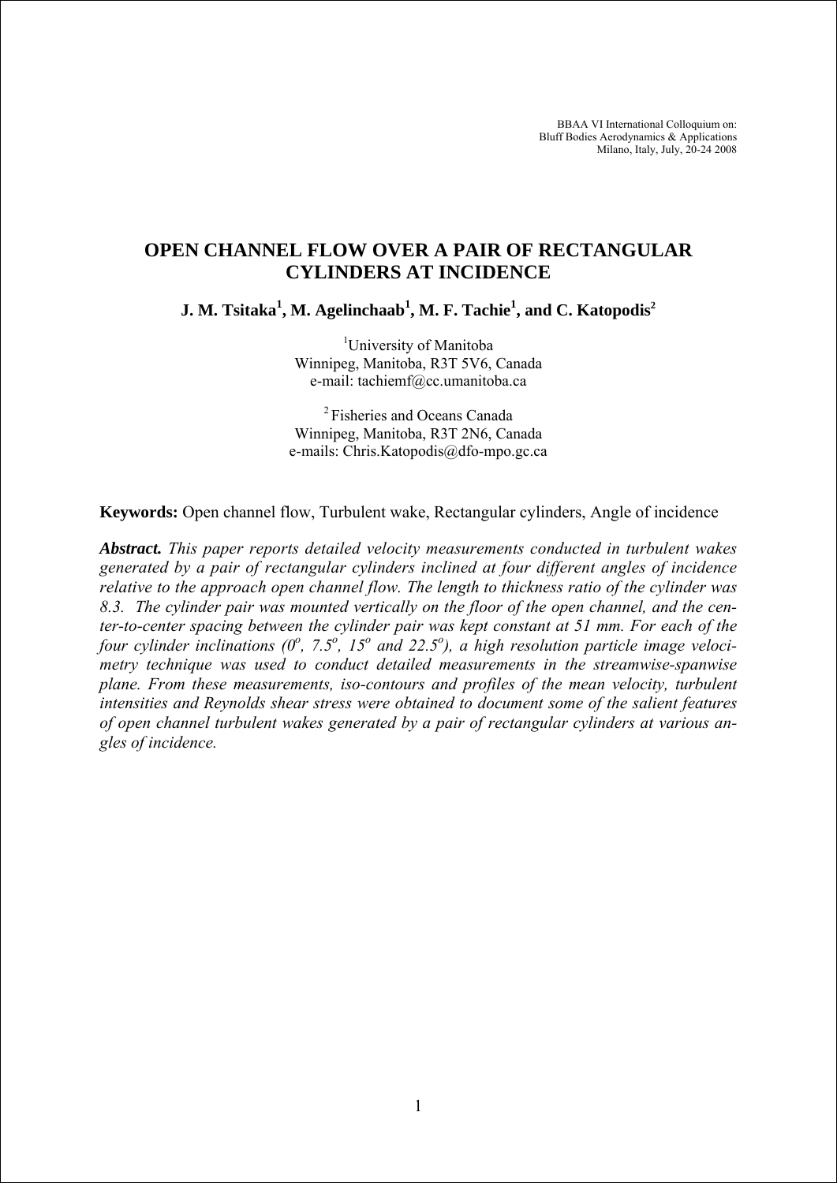BBAA VI International Colloquium on:
Bluff Bodies Aerodynamics & Applications
Milano, Italy, July, 20-24 2008

# OPEN CHANNEL FLOW OVER A PAIR OF RECTANGULAR CYLINDERS AT INCIDENCE

**J. M. Tsitaka[1], M. Agelinchaab[1], M. F. Tachie[1], and C. Katopodis[2]**

[1]University of Manitoba
Winnipeg, Manitoba, R3T 5V6, Canada
e-mail: tachiemf@cc.umanitoba.ca

[2] Fisheries and Oceans Canada
Winnipeg, Manitoba, R3T 2N6, Canada
e-mails: Chris.Katopodis@dfo-mpo.gc.ca

**Keywords:** Open channel flow, Turbulent wake, Rectangular cylinders, Angle of incidence

***Abstract.*** *This paper reports detailed velocity measurements conducted in turbulent wakes generated by a pair of rectangular cylinders inclined at four different angles of incidence relative to the approach open channel flow. The length to thickness ratio of the cylinder was 8.3. The cylinder pair was mounted vertically on the floor of the open channel, and the center-to-center spacing between the cylinder pair was kept constant at 51 mm. For each of the four cylinder inclinations ($0^o$, $7.5^o$, $15^o$ and $22.5^o$), a high resolution particle image velocimetry technique was used to conduct detailed measurements in the streamwise-spanwise plane. From these measurements, iso-contours and profiles of the mean velocity, turbulent intensities and Reynolds shear stress were obtained to document some of the salient features of open channel turbulent wakes generated by a pair of rectangular cylinders at various angles of incidence.*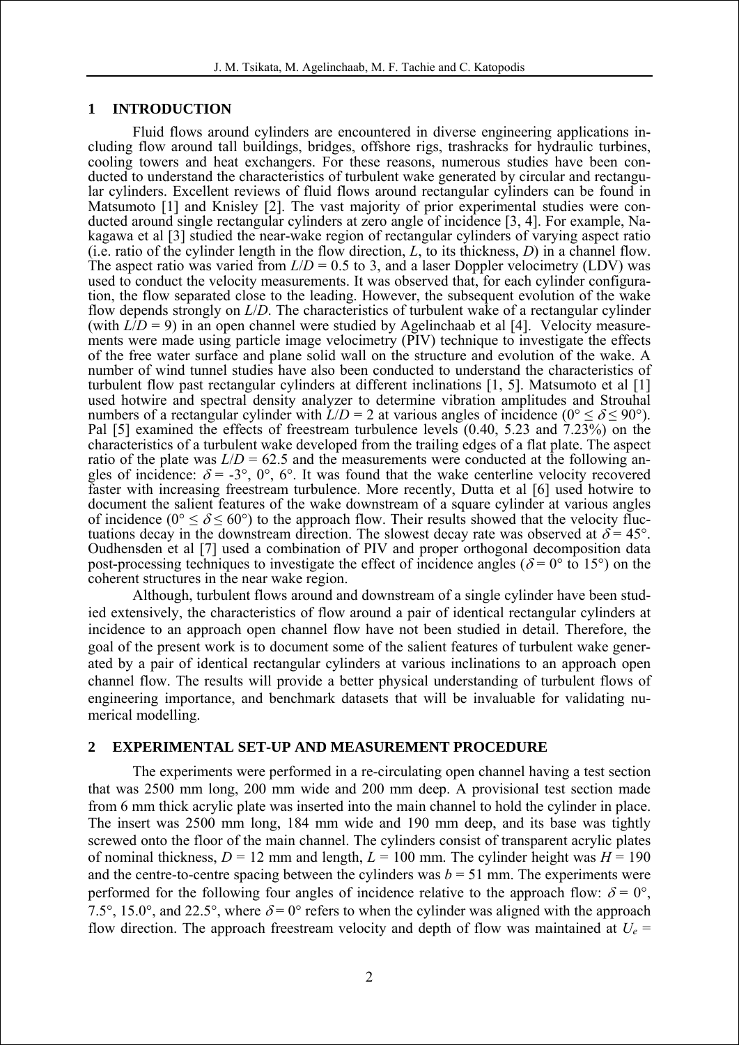## 1 INTRODUCTION

Fluid flows around cylinders are encountered in diverse engineering applications including flow around tall buildings, bridges, offshore rigs, trashracks for hydraulic turbines, cooling towers and heat exchangers. For these reasons, numerous studies have been conducted to understand the characteristics of turbulent wake generated by circular and rectangular cylinders. Excellent reviews of fluid flows around rectangular cylinders can be found in Matsumoto [1] and Knisley [2]. The vast majority of prior experimental studies were conducted around single rectangular cylinders at zero angle of incidence [3, 4]. For example, Nakagawa et al [3] studied the near-wake region of rectangular cylinders of varying aspect ratio (i.e. ratio of the cylinder length in the flow direction, $L$, to its thickness, $D$) in a channel flow. The aspect ratio was varied from $L/D = 0.5$ to 3, and a laser Doppler velocimetry (LDV) was used to conduct the velocity measurements. It was observed that, for each cylinder configuration, the flow separated close to the leading. However, the subsequent evolution of the wake flow depends strongly on $L/D$. The characteristics of turbulent wake of a rectangular cylinder (with $L/D = 9$) in an open channel were studied by Agelinchaab et al [4]. Velocity measurements were made using particle image velocimetry (PIV) technique to investigate the effects of the free water surface and plane solid wall on the structure and evolution of the wake. A number of wind tunnel studies have also been conducted to understand the characteristics of turbulent flow past rectangular cylinders at different inclinations [1, 5]. Matsumoto et al [1] used hotwire and spectral density analyzer to determine vibration amplitudes and Strouhal numbers of a rectangular cylinder with $L/D = 2$ at various angles of incidence ($0° \leq \delta \leq 90°$). Pal [5] examined the effects of freestream turbulence levels (0.40, 5.23 and 7.23%) on the characteristics of a turbulent wake developed from the trailing edges of a flat plate. The aspect ratio of the plate was $L/D = 62.5$ and the measurements were conducted at the following angles of incidence: $\delta = -3°$, $0°$, $6°$. It was found that the wake centerline velocity recovered faster with increasing freestream turbulence. More recently, Dutta et al [6] used hotwire to document the salient features of the wake downstream of a square cylinder at various angles of incidence ($0° \leq \delta \leq 60°$) to the approach flow. Their results showed that the velocity fluctuations decay in the downstream direction. The slowest decay rate was observed at $\delta = 45°$. Oudhensden et al [7] used a combination of PIV and proper orthogonal decomposition data post-processing techniques to investigate the effect of incidence angles ($\delta = 0°$ to $15°$) on the coherent structures in the near wake region.

Although, turbulent flows around and downstream of a single cylinder have been studied extensively, the characteristics of flow around a pair of identical rectangular cylinders at incidence to an approach open channel flow have not been studied in detail. Therefore, the goal of the present work is to document some of the salient features of turbulent wake generated by a pair of identical rectangular cylinders at various inclinations to an approach open channel flow. The results will provide a better physical understanding of turbulent flows of engineering importance, and benchmark datasets that will be invaluable for validating numerical modelling.

## 2 EXPERIMENTAL SET-UP AND MEASUREMENT PROCEDURE

The experiments were performed in a re-circulating open channel having a test section that was 2500 mm long, 200 mm wide and 200 mm deep. A provisional test section made from 6 mm thick acrylic plate was inserted into the main channel to hold the cylinder in place. The insert was 2500 mm long, 184 mm wide and 190 mm deep, and its base was tightly screwed onto the floor of the main channel. The cylinders consist of transparent acrylic plates of nominal thickness, $D = 12$ mm and length, $L = 100$ mm. The cylinder height was $H = 190$ and the centre-to-centre spacing between the cylinders was $b = 51$ mm. The experiments were performed for the following four angles of incidence relative to the approach flow: $\delta = 0°$, $7.5°$, $15.0°$, and $22.5°$, where $\delta = 0°$ refers to when the cylinder was aligned with the approach flow direction. The approach freestream velocity and depth of flow was maintained at $U_e$ =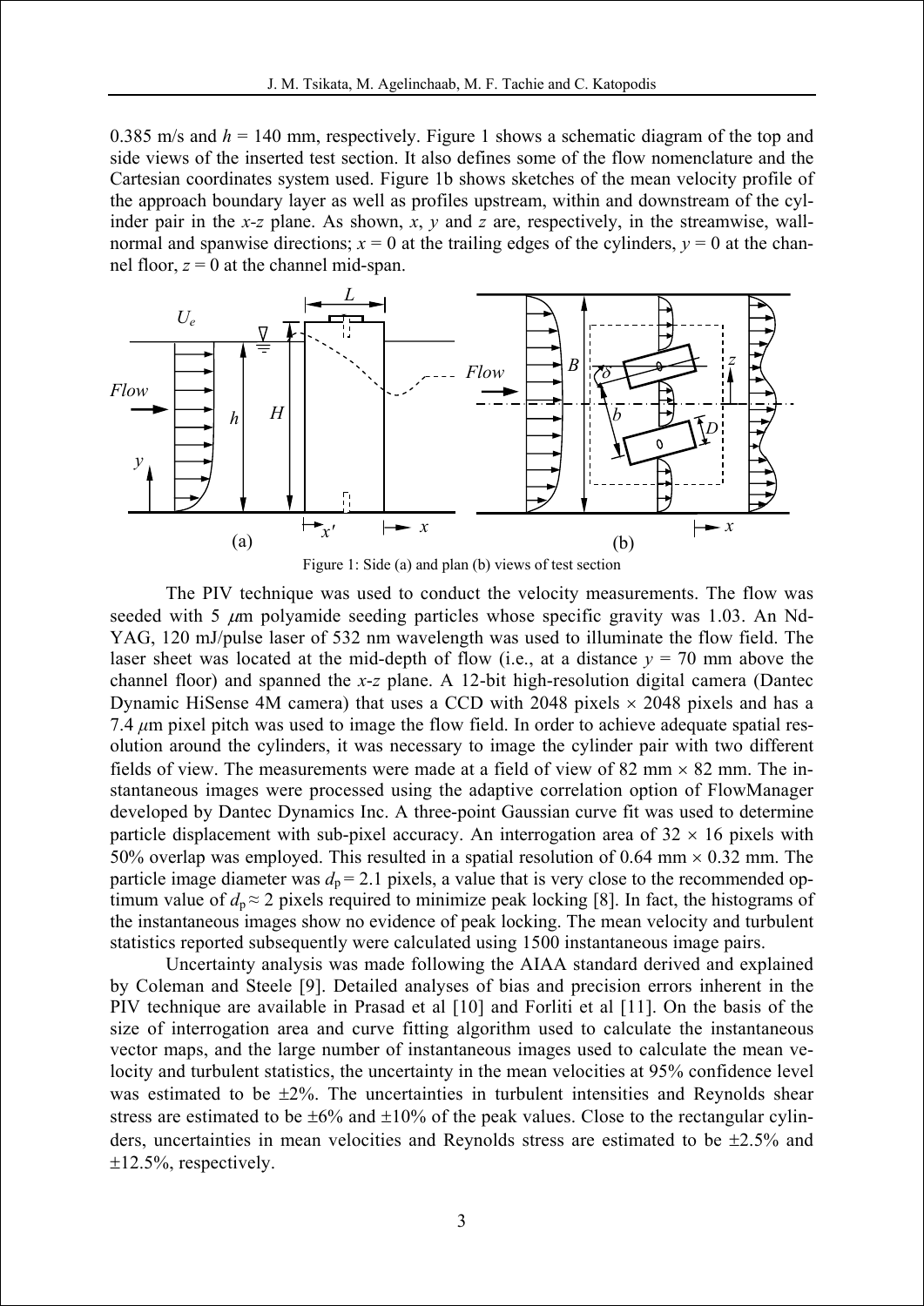0.385 m/s and $h$ = 140 mm, respectively. Figure 1 shows a schematic diagram of the top and side views of the inserted test section. It also defines some of the flow nomenclature and the Cartesian coordinates system used. Figure 1b shows sketches of the mean velocity profile of the approach boundary layer as well as profiles upstream, within and downstream of the cylinder pair in the $x$-$z$ plane. As shown, $x$, $y$ and $z$ are, respectively, in the streamwise, wall-normal and spanwise directions; $x = 0$ at the trailing edges of the cylinders, $y = 0$ at the channel floor, $z = 0$ at the channel mid-span.

$U_e$

Flow

$h$

$H$

$y$

$L$

$x'$

$x$

(a)

Flow

$B$

$\delta$

$b$

$D$

$z$

$x$

(b)

Figure 1: Side (a) and plan (b) views of test section

The PIV technique was used to conduct the velocity measurements. The flow was seeded with 5 $\mu$m polyamide seeding particles whose specific gravity was 1.03. An Nd-YAG, 120 mJ/pulse laser of 532 nm wavelength was used to illuminate the flow field. The laser sheet was located at the mid-depth of flow (i.e., at a distance $y$ = 70 mm above the channel floor) and spanned the $x$-$z$ plane. A 12-bit high-resolution digital camera (Dantec Dynamic HiSense 4M camera) that uses a CCD with 2048 pixels $\times$ 2048 pixels and has a 7.4 $\mu$m pixel pitch was used to image the flow field. In order to achieve adequate spatial resolution around the cylinders, it was necessary to image the cylinder pair with two different fields of view. The measurements were made at a field of view of 82 mm $\times$ 82 mm. The instantaneous images were processed using the adaptive correlation option of FlowManager developed by Dantec Dynamics Inc. A three-point Gaussian curve fit was used to determine particle displacement with sub-pixel accuracy. An interrogation area of 32 $\times$ 16 pixels with 50% overlap was employed. This resulted in a spatial resolution of 0.64 mm $\times$ 0.32 mm. The particle image diameter was $d_p$ = 2.1 pixels, a value that is very close to the recommended optimum value of $d_p \approx 2$ pixels required to minimize peak locking [8]. In fact, the histograms of the instantaneous images show no evidence of peak locking. The mean velocity and turbulent statistics reported subsequently were calculated using 1500 instantaneous image pairs.

Uncertainty analysis was made following the AIAA standard derived and explained by Coleman and Steele [9]. Detailed analyses of bias and precision errors inherent in the PIV technique are available in Prasad et al [10] and Forliti et al [11]. On the basis of the size of interrogation area and curve fitting algorithm used to calculate the instantaneous vector maps, and the large number of instantaneous images used to calculate the mean velocity and turbulent statistics, the uncertainty in the mean velocities at 95% confidence level was estimated to be $\pm$2%. The uncertainties in turbulent intensities and Reynolds shear stress are estimated to be $\pm$6% and $\pm$10% of the peak values. Close to the rectangular cylinders, uncertainties in mean velocities and Reynolds stress are estimated to be $\pm$2.5% and $\pm$12.5%, respectively.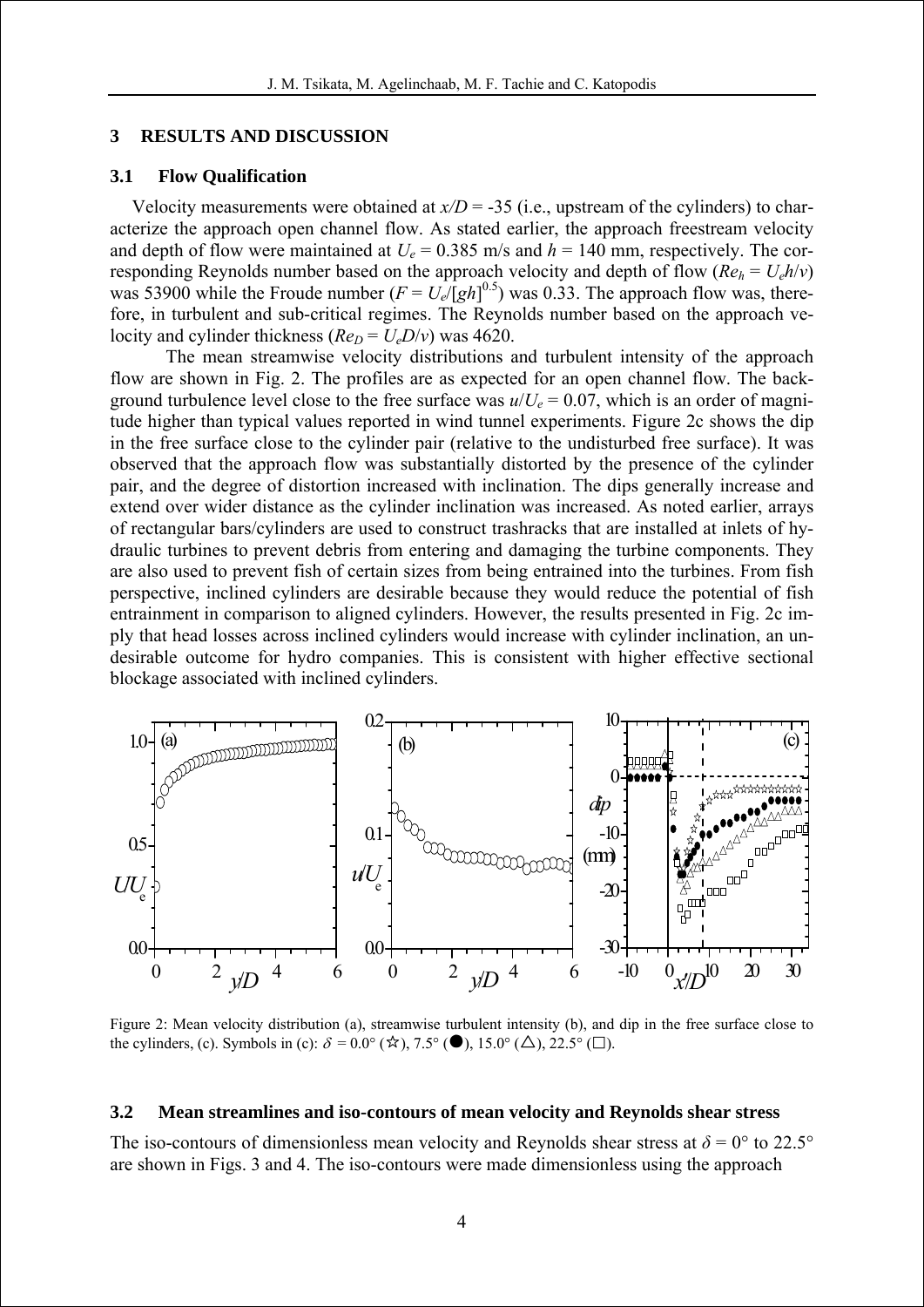## 3 RESULTS AND DISCUSSION

### 3.1 Flow Qualification

Velocity measurements were obtained at $x/D = -35$ (i.e., upstream of the cylinders) to characterize the approach open channel flow. As stated earlier, the approach freestream velocity and depth of flow were maintained at $U_e = 0.385$ m/s and $h = 140$ mm, respectively. The corresponding Reynolds number based on the approach velocity and depth of flow ($Re_h = U_e h/\nu$) was 53900 while the Froude number ($F = U_e/[gh]^{0.5}$) was 0.33. The approach flow was, therefore, in turbulent and sub-critical regimes. The Reynolds number based on the approach velocity and cylinder thickness ($Re_D = U_e D/\nu$) was 4620.

The mean streamwise velocity distributions and turbulent intensity of the approach flow are shown in Fig. 2. The profiles are as expected for an open channel flow. The background turbulence level close to the free surface was $u/U_e = 0.07$, which is an order of magnitude higher than typical values reported in wind tunnel experiments. Figure 2c shows the dip in the free surface close to the cylinder pair (relative to the undisturbed free surface). It was observed that the approach flow was substantially distorted by the presence of the cylinder pair, and the degree of distortion increased with inclination. The dips generally increase and extend over wider distance as the cylinder inclination was increased. As noted earlier, arrays of rectangular bars/cylinders are used to construct trashracks that are installed at inlets of hydraulic turbines to prevent debris from entering and damaging the turbine components. They are also used to prevent fish of certain sizes from being entrained into the turbines. From fish perspective, inclined cylinders are desirable because they would reduce the potential of fish entrainment in comparison to aligned cylinders. However, the results presented in Fig. 2c imply that head losses across inclined cylinders would increase with cylinder inclination, an undesirable outcome for hydro companies. This is consistent with higher effective sectional blockage associated with inclined cylinders.

(a)
1.0
0.5
$U/U_e$
0.0
0 2 $y/D$ 4 6

(b)
0.2
0.1
$u/U_e$
0.0
0 2 $y/D$ 4 6

(c)
10
0
$dip$ (mm)
-10
-20
-30
-10 0 $x/D$ 10 20 30

Figure 2: Mean velocity distribution (a), streamwise turbulent intensity (b), and dip in the free surface close to the cylinders, (c). Symbols in (c): $\delta = 0.0°$ (☆), 7.5° (●), 15.0° (△), 22.5° (□).

### 3.2 Mean streamlines and iso-contours of mean velocity and Reynolds shear stress

The iso-contours of dimensionless mean velocity and Reynolds shear stress at $\delta = 0°$ to 22.5° are shown in Figs. 3 and 4. The iso-contours were made dimensionless using the approach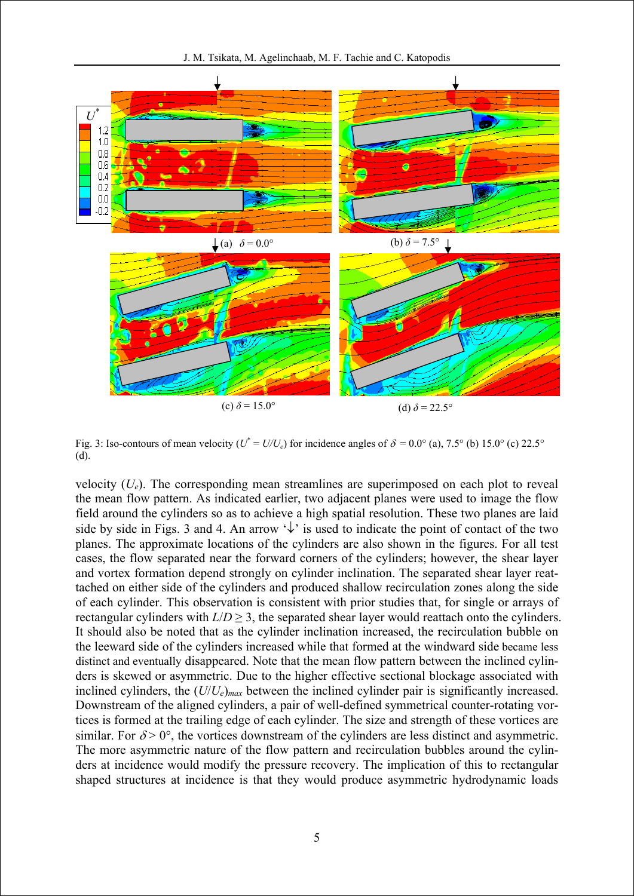U*
1.2
1.0
0.8
0.6
0.4
0.2
0.0
-0.2

(a) $\delta = 0.0°$

(b) $\delta = 7.5°$

(c) $\delta = 15.0°$

(d) $\delta = 22.5°$

Fig. 3: Iso-contours of mean velocity ($U^* = U/U_e$) for incidence angles of $\delta = 0.0°$ (a), 7.5° (b) 15.0° (c) 22.5° (d).

velocity ($U_e$). The corresponding mean streamlines are superimposed on each plot to reveal the mean flow pattern. As indicated earlier, two adjacent planes were used to image the flow field around the cylinders so as to achieve a high spatial resolution. These two planes are laid side by side in Figs. 3 and 4. An arrow '↓' is used to indicate the point of contact of the two planes. The approximate locations of the cylinders are also shown in the figures. For all test cases, the flow separated near the forward corners of the cylinders; however, the shear layer and vortex formation depend strongly on cylinder inclination. The separated shear layer reattached on either side of the cylinders and produced shallow recirculation zones along the side of each cylinder. This observation is consistent with prior studies that, for single or arrays of rectangular cylinders with $L/D \geq 3$, the separated shear layer would reattach onto the cylinders. It should also be noted that as the cylinder inclination increased, the recirculation bubble on the leeward side of the cylinders increased while that formed at the windward side became less distinct and eventually disappeared. Note that the mean flow pattern between the inclined cylinders is skewed or asymmetric. Due to the higher effective sectional blockage associated with inclined cylinders, the $(U/U_e)_{max}$ between the inclined cylinder pair is significantly increased. Downstream of the aligned cylinders, a pair of well-defined symmetrical counter-rotating vortices is formed at the trailing edge of each cylinder. The size and strength of these vortices are similar. For $\delta > 0°$, the vortices downstream of the cylinders are less distinct and asymmetric. The more asymmetric nature of the flow pattern and recirculation bubbles around the cylinders at incidence would modify the pressure recovery. The implication of this to rectangular shaped structures at incidence is that they would produce asymmetric hydrodynamic loads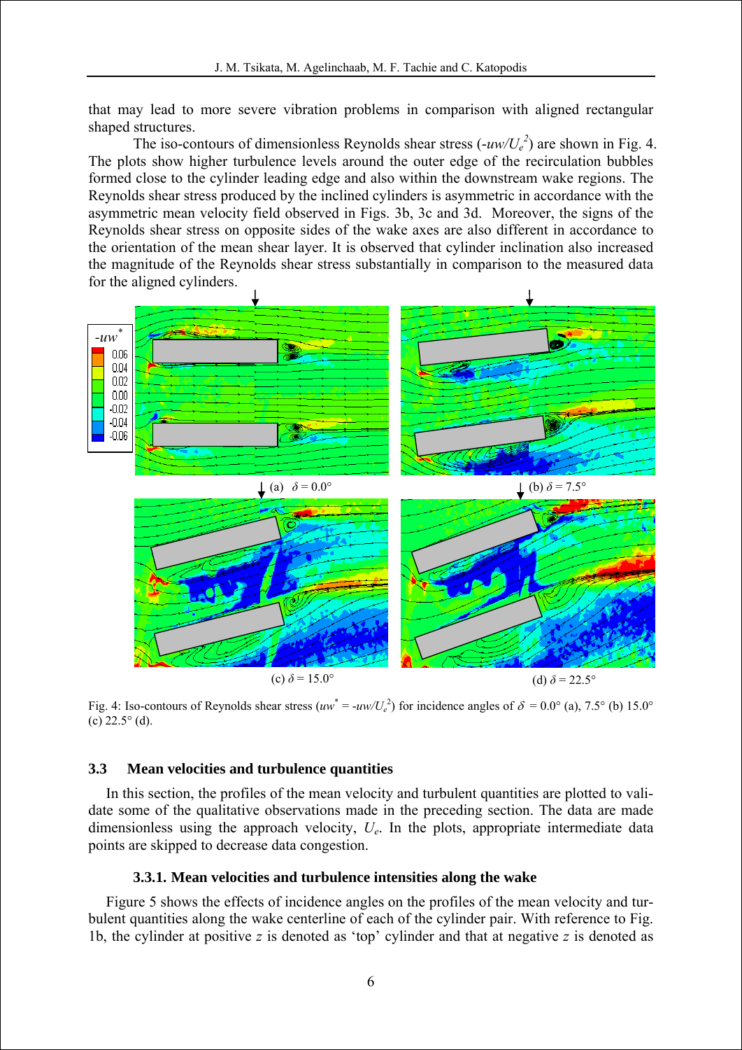that may lead to more severe vibration problems in comparison with aligned rectangular shaped structures.

The iso-contours of dimensionless Reynolds shear stress ($-uw/U_e^2$) are shown in Fig. 4. The plots show higher turbulence levels around the outer edge of the recirculation bubbles formed close to the cylinder leading edge and also within the downstream wake regions. The Reynolds shear stress produced by the inclined cylinders is asymmetric in accordance with the asymmetric mean velocity field observed in Figs. 3b, 3c and 3d. Moreover, the signs of the Reynolds shear stress on opposite sides of the wake axes are also different in accordance to the orientation of the mean shear layer. It is observed that cylinder inclination also increased the magnitude of the Reynolds shear stress substantially in comparison to the measured data for the aligned cylinders.

$-uw^*$
0.06
0.04
0.02
0.00
-0.02
-0.04
-0.06

(a) $\delta = 0.0°$

(b) $\delta = 7.5°$

(c) $\delta = 15.0°$

(d) $\delta = 22.5°$

Fig. 4: Iso-contours of Reynolds shear stress ($uw^* = -uw/U_e^2$) for incidence angles of $\delta$ = 0.0° (a), 7.5° (b) 15.0° (c) 22.5° (d).

### 3.3 Mean velocities and turbulence quantities

In this section, the profiles of the mean velocity and turbulent quantities are plotted to validate some of the qualitative observations made in the preceding section. The data are made dimensionless using the approach velocity, $U_e$. In the plots, appropriate intermediate data points are skipped to decrease data congestion.

#### 3.3.1. Mean velocities and turbulence intensities along the wake

Figure 5 shows the effects of incidence angles on the profiles of the mean velocity and turbulent quantities along the wake centerline of each of the cylinder pair. With reference to Fig. 1b, the cylinder at positive $z$ is denoted as 'top' cylinder and that at negative $z$ is denoted as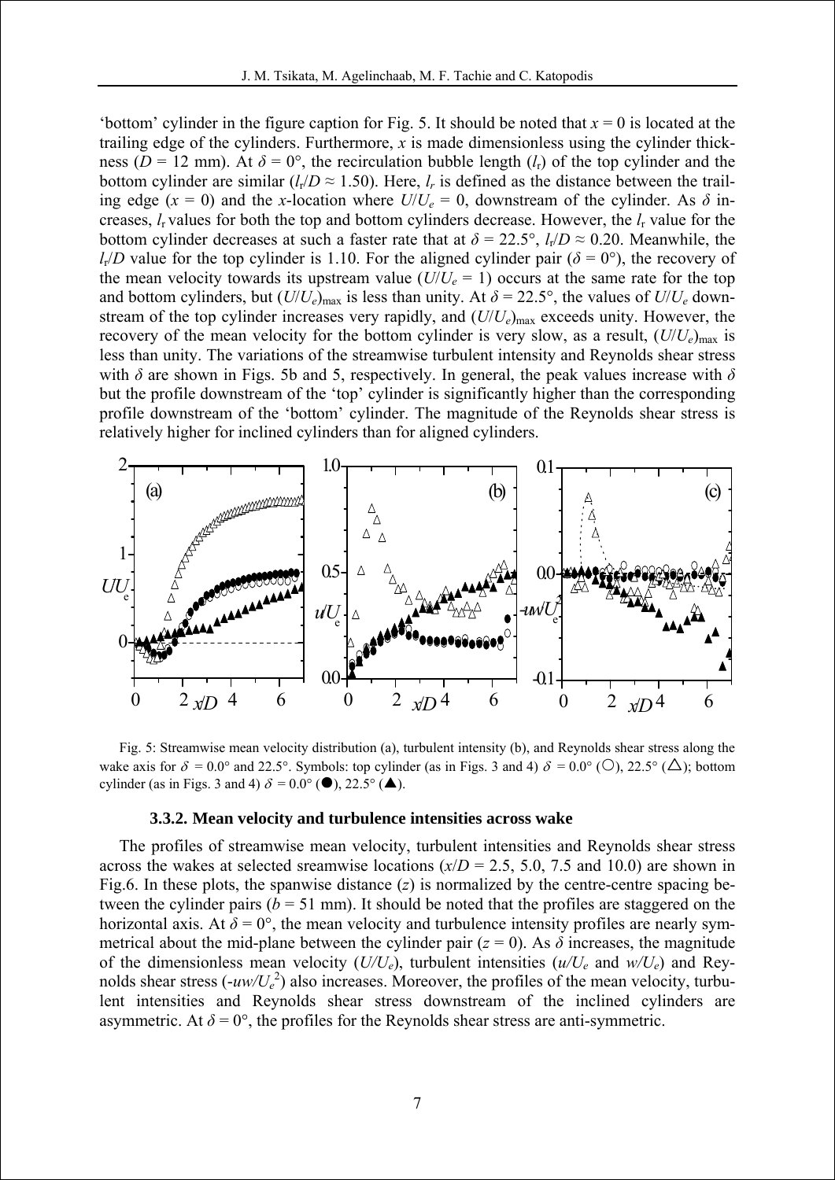'bottom' cylinder in the figure caption for Fig. 5. It should be noted that $x = 0$ is located at the trailing edge of the cylinders. Furthermore, $x$ is made dimensionless using the cylinder thickness ($D$ = 12 mm). At $\delta = 0°$, the recirculation bubble length ($l_r$) of the top cylinder and the bottom cylinder are similar ($l_r/D \approx 1.50$). Here, $l_r$ is defined as the distance between the trailing edge ($x = 0$) and the $x$-location where $U/U_e = 0$, downstream of the cylinder. As $\delta$ increases, $l_r$ values for both the top and bottom cylinders decrease. However, the $l_r$ value for the bottom cylinder decreases at such a faster rate that at $\delta = 22.5°$, $l_r/D \approx 0.20$. Meanwhile, the $l_r/D$ value for the top cylinder is 1.10. For the aligned cylinder pair ($\delta = 0°$), the recovery of the mean velocity towards its upstream value ($U/U_e = 1$) occurs at the same rate for the top and bottom cylinders, but $(U/U_e)_{max}$ is less than unity. At $\delta = 22.5°$, the values of $U/U_e$ downstream of the top cylinder increases very rapidly, and $(U/U_e)_{max}$ exceeds unity. However, the recovery of the mean velocity for the bottom cylinder is very slow, as a result, $(U/U_e)_{max}$ is less than unity. The variations of the streamwise turbulent intensity and Reynolds shear stress with $\delta$ are shown in Figs. 5b and 5, respectively. In general, the peak values increase with $\delta$ but the profile downstream of the 'top' cylinder is significantly higher than the corresponding profile downstream of the 'bottom' cylinder. The magnitude of the Reynolds shear stress is relatively higher for inclined cylinders than for aligned cylinders.

(a)
2
1
$U/U_e$
0
0 2 $x/D$ 4 6

(b)
1.0
0.5
$u/U_e$
0.0
0 2 $x/D$ 4 6

(c)
0.1
0.0
$-uw/U_e^2$
-0.1
0 2 $x/D$ 4 6

Fig. 5: Streamwise mean velocity distribution (a), turbulent intensity (b), and Reynolds shear stress along the wake axis for $\delta$ = 0.0° and 22.5°. Symbols: top cylinder (as in Figs. 3 and 4) $\delta$ = 0.0° (○), 22.5° (△); bottom cylinder (as in Figs. 3 and 4) $\delta$ = 0.0° (●), 22.5° (▲).

### 3.3.2. Mean velocity and turbulence intensities across wake

The profiles of streamwise mean velocity, turbulent intensities and Reynolds shear stress across the wakes at selected sreamwise locations ($x/D$ = 2.5, 5.0, 7.5 and 10.0) are shown in Fig.6. In these plots, the spanwise distance ($z$) is normalized by the centre-centre spacing between the cylinder pairs ($b$ = 51 mm). It should be noted that the profiles are staggered on the horizontal axis. At $\delta = 0°$, the mean velocity and turbulence intensity profiles are nearly symmetrical about the mid-plane between the cylinder pair ($z = 0$). As $\delta$ increases, the magnitude of the dimensionless mean velocity ($U/U_e$), turbulent intensities ($u/U_e$ and $w/U_e$) and Reynolds shear stress ($-uw/U_e^2$) also increases. Moreover, the profiles of the mean velocity, turbulent intensities and Reynolds shear stress downstream of the inclined cylinders are asymmetric. At $\delta = 0°$, the profiles for the Reynolds shear stress are anti-symmetric.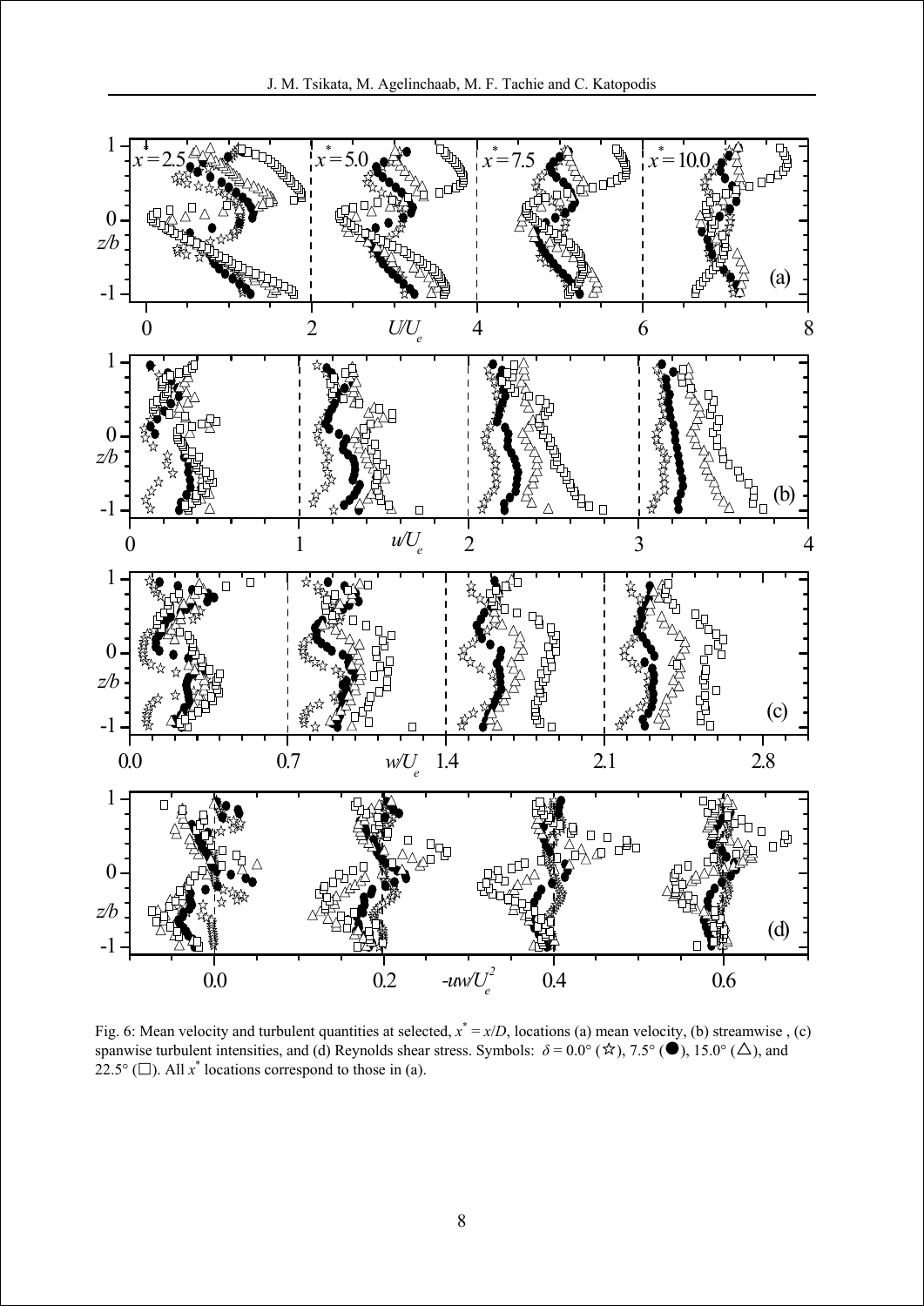x* = 2.5

x* = 5.0

x* = 7.5

x* = 10.0

1

0

z/b

-1

0

2

U/U_e

4

6

8

(a)

1

0

z/b

-1

0

1

u/U_e

2

3

4

(b)

1

0

z/b

-1

0.0

0.7

w/U_e

1.4

2.1

2.8

(c)

1

0

z/b

-1

0.0

0.2

-uw/U_e^2

0.4

0.6

(d)

Fig. 6: Mean velocity and turbulent quantities at selected, $x^* = x/D$, locations (a) mean velocity, (b) streamwise , (c) spanwise turbulent intensities, and (d) Reynolds shear stress. Symbols: $\delta = 0.0°$ (☆), 7.5° (●), 15.0° (△), and 22.5° (□). All $x^*$ locations correspond to those in (a).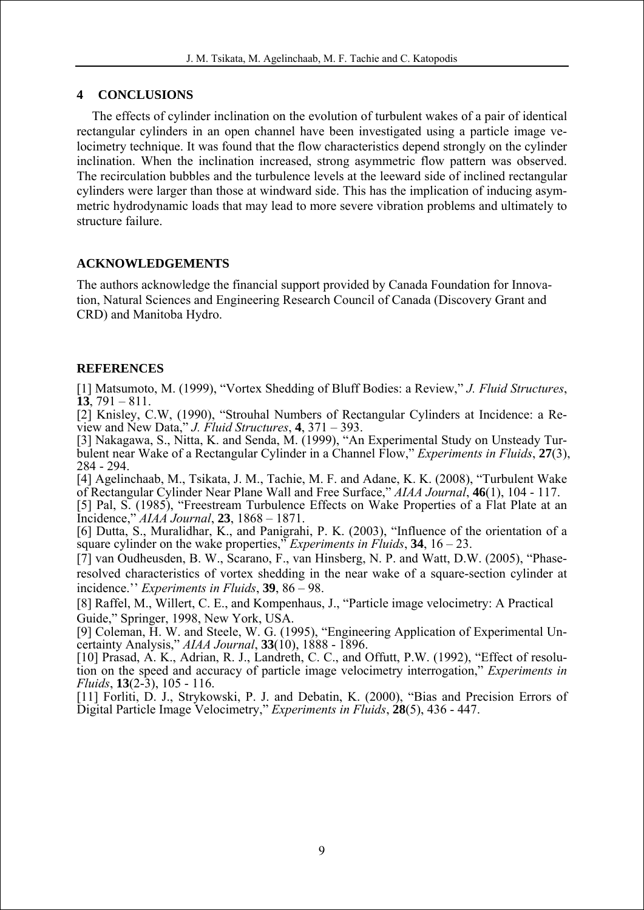## 4 CONCLUSIONS

The effects of cylinder inclination on the evolution of turbulent wakes of a pair of identical rectangular cylinders in an open channel have been investigated using a particle image velocimetry technique. It was found that the flow characteristics depend strongly on the cylinder inclination. When the inclination increased, strong asymmetric flow pattern was observed. The recirculation bubbles and the turbulence levels at the leeward side of inclined rectangular cylinders were larger than those at windward side. This has the implication of inducing asymmetric hydrodynamic loads that may lead to more severe vibration problems and ultimately to structure failure.

## ACKNOWLEDGEMENTS

The authors acknowledge the financial support provided by Canada Foundation for Innovation, Natural Sciences and Engineering Research Council of Canada (Discovery Grant and CRD) and Manitoba Hydro.

## REFERENCES

[1] Matsumoto, M. (1999), "Vortex Shedding of Bluff Bodies: a Review," *J. Fluid Structures*, **13**, 791 – 811.

[2] Knisley, C.W, (1990), "Strouhal Numbers of Rectangular Cylinders at Incidence: a Review and New Data," *J. Fluid Structures*, **4**, 371 – 393.

[3] Nakagawa, S., Nitta, K. and Senda, M. (1999), "An Experimental Study on Unsteady Turbulent near Wake of a Rectangular Cylinder in a Channel Flow," *Experiments in Fluids*, **27**(3), 284 - 294.

[4] Agelinchaab, M., Tsikata, J. M., Tachie, M. F. and Adane, K. K. (2008), "Turbulent Wake of Rectangular Cylinder Near Plane Wall and Free Surface," *AIAA Journal*, **46**(1), 104 - 117.

[5] Pal, S. (1985), "Freestream Turbulence Effects on Wake Properties of a Flat Plate at an Incidence," *AIAA Journal*, **23**, 1868 – 1871.

[6] Dutta, S., Muralidhar, K., and Panigrahi, P. K. (2003), "Influence of the orientation of a square cylinder on the wake properties," *Experiments in Fluids*, **34**, 16 – 23.

[7] van Oudheusden, B. W., Scarano, F., van Hinsberg, N. P. and Watt, D.W. (2005), "Phase-resolved characteristics of vortex shedding in the near wake of a square-section cylinder at incidence.'' *Experiments in Fluids*, **39**, 86 – 98.

[8] Raffel, M., Willert, C. E., and Kompenhaus, J., "Particle image velocimetry: A Practical Guide," Springer, 1998, New York, USA.

[9] Coleman, H. W. and Steele, W. G. (1995), "Engineering Application of Experimental Uncertainty Analysis," *AIAA Journal*, **33**(10), 1888 - 1896.

[10] Prasad, A. K., Adrian, R. J., Landreth, C. C., and Offutt, P.W. (1992), "Effect of resolution on the speed and accuracy of particle image velocimetry interrogation," *Experiments in Fluids*, **13**(2-3), 105 - 116.

[11] Forliti, D. J., Strykowski, P. J. and Debatin, K. (2000), "Bias and Precision Errors of Digital Particle Image Velocimetry," *Experiments in Fluids*, **28**(5), 436 - 447.